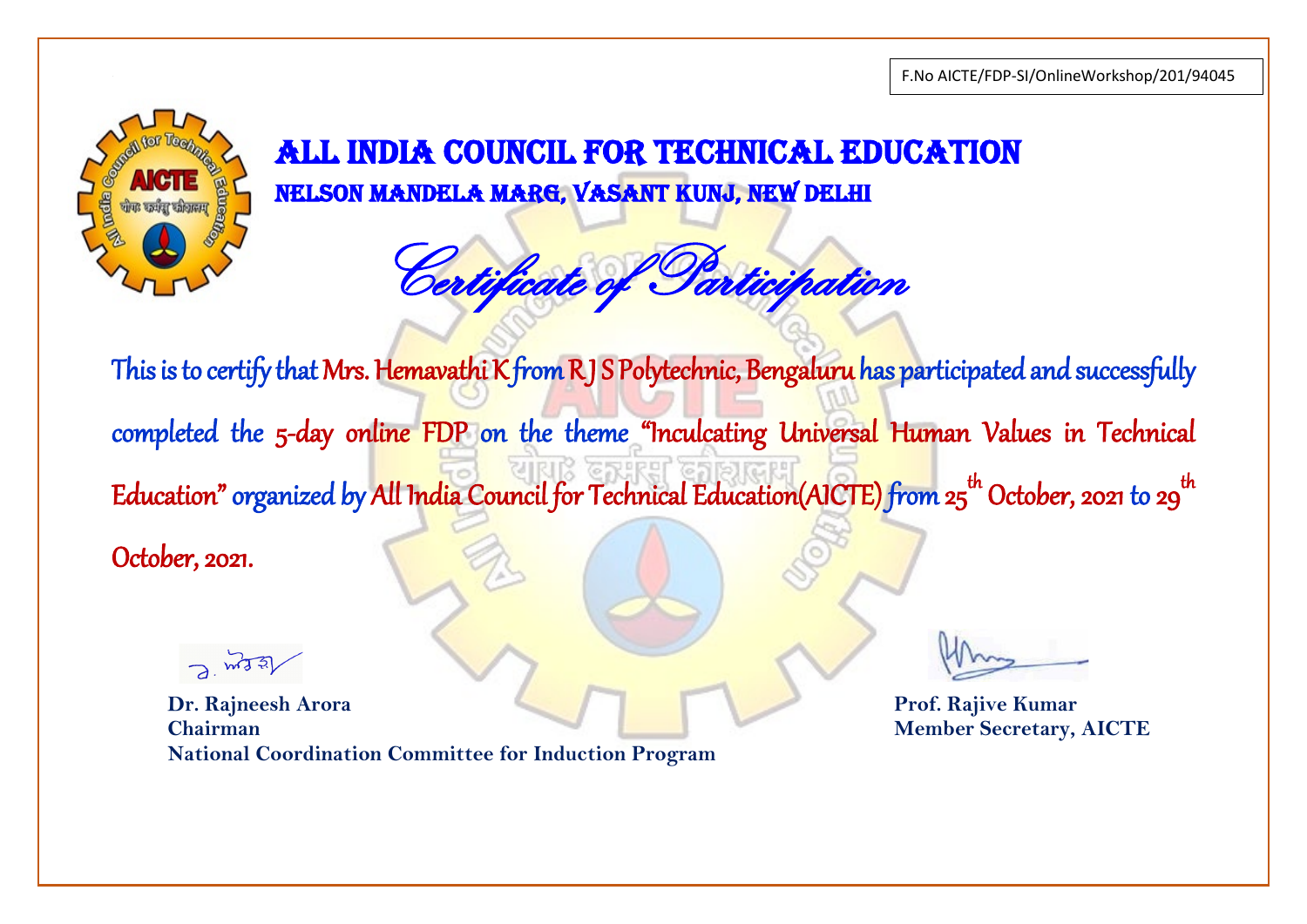F.No AICTE/FDP-SI/OnlineWorkshop/201/94045

# ALL INDIA COUNCIL FOR TECHNICAL EDUCATION

## NELSON MANDELA MARG, VASANT KUNJ, NEW DELHI

## *Certificate of Participation*

This is to certify that Mrs. Hemavathi K from R J S Polytechnic, Bengaluru has participated and successfully completed the 5-day online FDP on the theme "Inculcating Universal Human Values in Technical Education" organized by All India Council for Technical Education(AICTE) from 25th October, 2021 to 29th October, 2021.

**Dr. Rajneesh Arora**
**Chairman**
**National Coordination Committee for Induction Program**

**Prof. Rajive Kumar**
**Member Secretary, AICTE**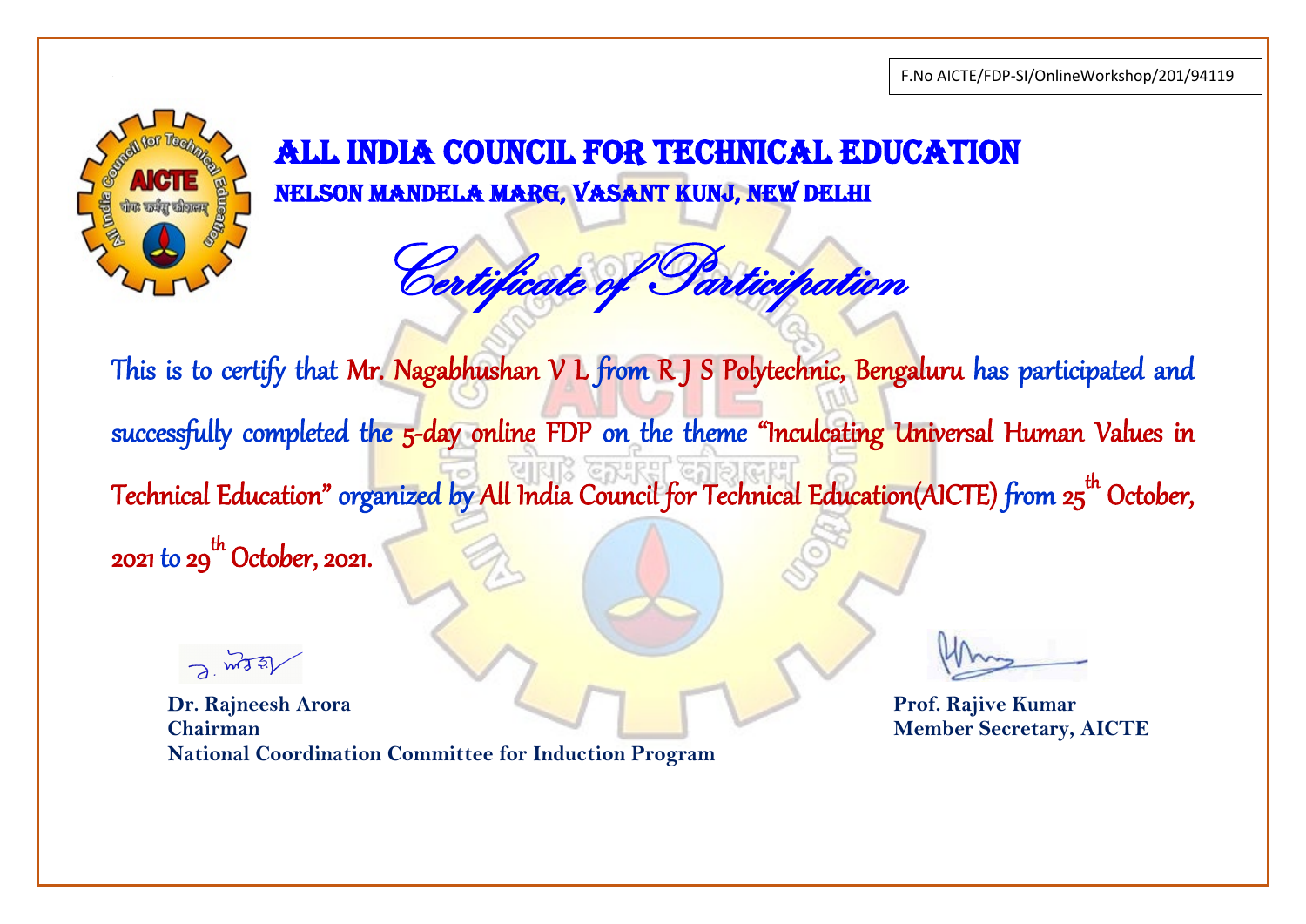F.No AICTE/FDP-SI/OnlineWorkshop/201/94119

# ALL INDIA COUNCIL FOR TECHNICAL EDUCATION

## NELSON MANDELA MARG, VASANT KUNJ, NEW DELHI

## *Certificate of Participation*

This is to certify that Mr. Nagabhushan V L from R J S Polytechnic, Bengaluru has participated and successfully completed the 5-day online FDP on the theme "Inculcating Universal Human Values in Technical Education" organized by All India Council for Technical Education(AICTE) from 25th October, 2021 to 29th October, 2021.

**Dr. Rajneesh Arora**
**Chairman**
**National Coordination Committee for Induction Program**

**Prof. Rajive Kumar**
**Member Secretary, AICTE**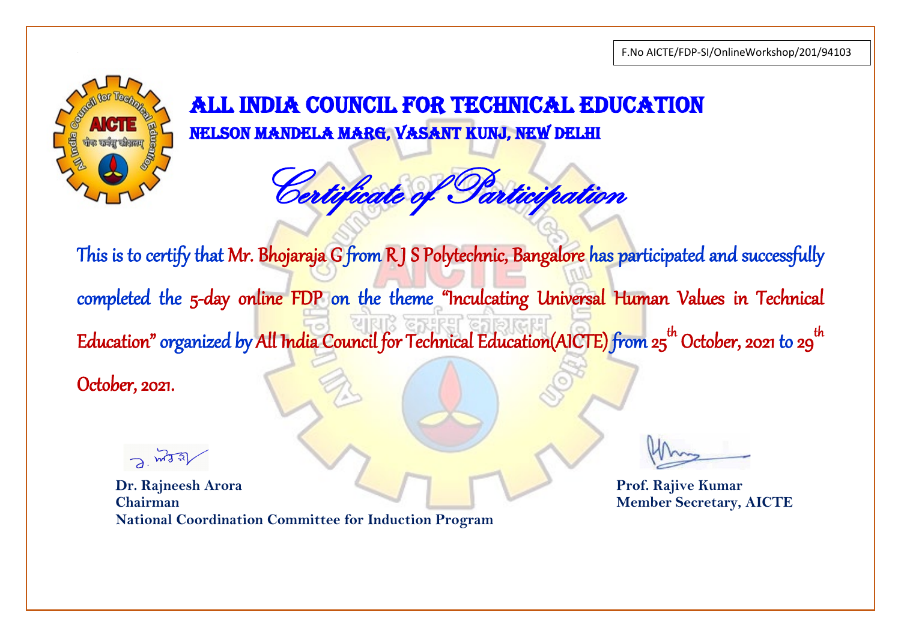F.No AICTE/FDP-SI/OnlineWorkshop/201/94103

# ALL INDIA COUNCIL FOR TECHNICAL EDUCATION

## NELSON MANDELA MARG, VASANT KUNJ, NEW DELHI

## *Certificate of Participation*

This is to certify that Mr. Bhojaraja G from R J S Polytechnic, Bangalore has participated and successfully completed the 5-day online FDP on the theme "Inculcating Universal Human Values in Technical Education" organized by All India Council for Technical Education(AICTE) from 25th October, 2021 to 29th October, 2021.

**Dr. Rajneesh Arora**
**Chairman**
**National Coordination Committee for Induction Program**

**Prof. Rajive Kumar**
**Member Secretary, AICTE**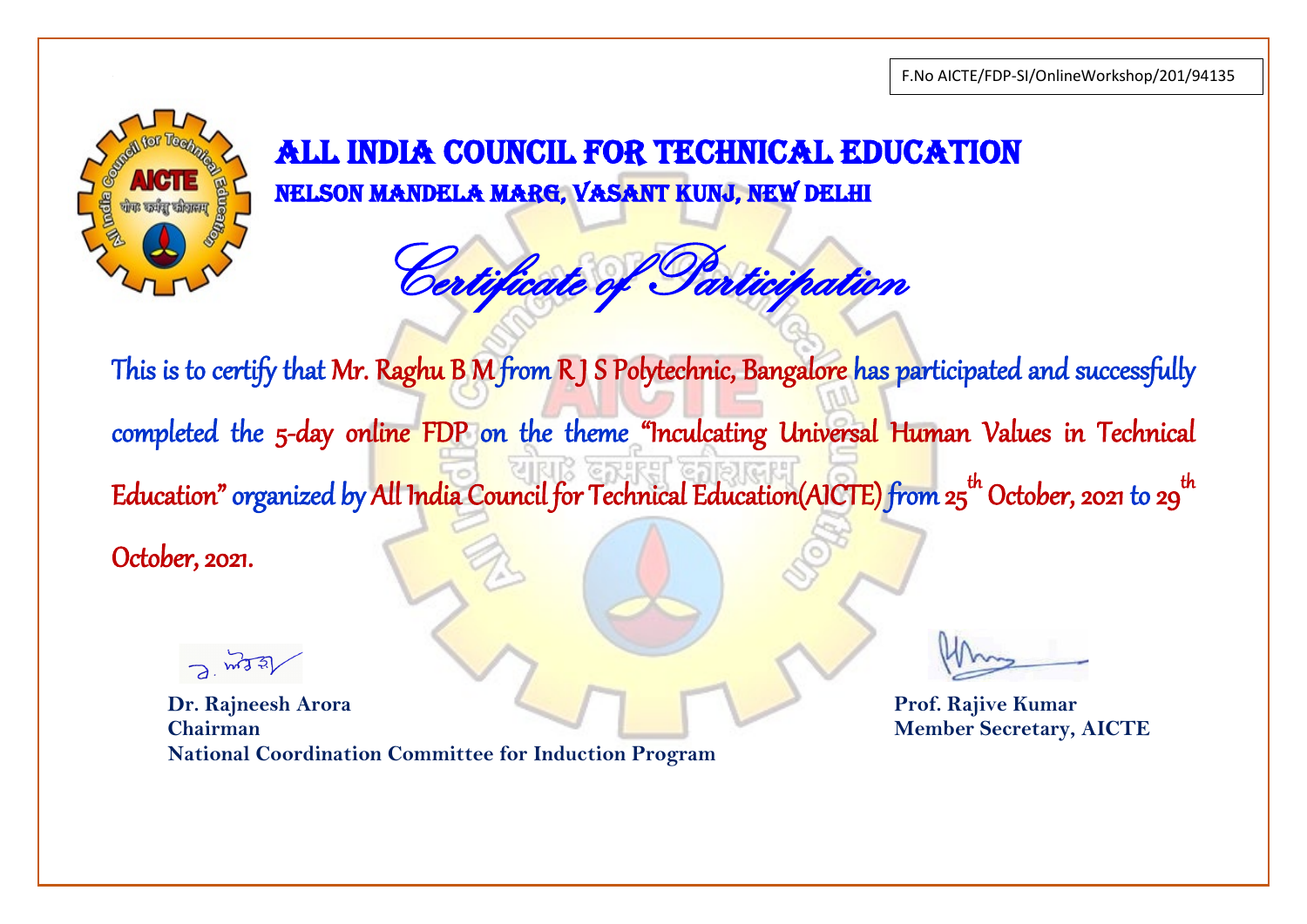F.No AICTE/FDP-SI/OnlineWorkshop/201/94135

# ALL INDIA COUNCIL FOR TECHNICAL EDUCATION

## NELSON MANDELA MARG, VASANT KUNJ, NEW DELHI

## *Certificate of Participation*

This is to certify that Mr. Raghu B M from R J S Polytechnic, Bangalore has participated and successfully completed the 5-day online FDP on the theme "Inculcating Universal Human Values in Technical Education" organized by All India Council for Technical Education(AICTE) from 25th October, 2021 to 29th October, 2021.

**Dr. Rajneesh Arora**
**Chairman**
**National Coordination Committee for Induction Program**

**Prof. Rajive Kumar**
**Member Secretary, AICTE**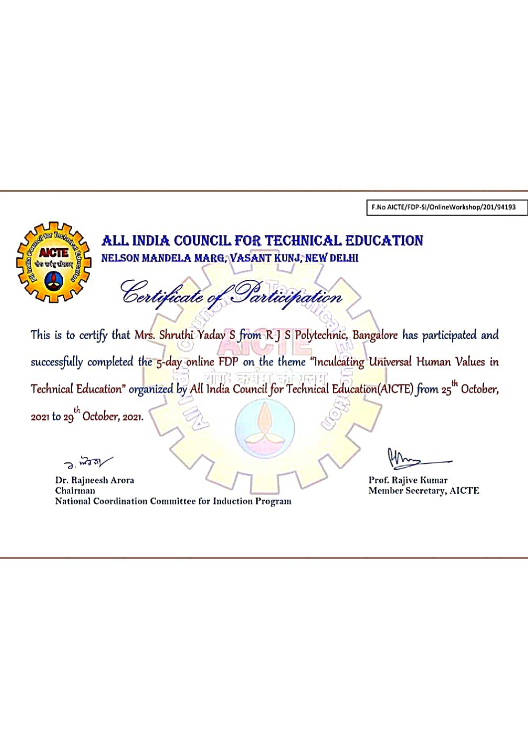F.No AICTE/FDP-SI/OnlineWorkshop/201/94193

# ALL INDIA COUNCIL FOR TECHNICAL EDUCATION

**NELSON MANDELA MARG, VASANT KUNJ, NEW DELHI**

## *Certificate of Participation*

This is to certify that Mrs. Shruthi Yadav S from R J S Polytechnic, Bangalore has participated and successfully completed the 5-day online FDP on the theme "Inculcating Universal Human Values in Technical Education" organized by All India Council for Technical Education(AICTE) from 25th October, 2021 to 29th October, 2021.

Dr. Rajneesh Arora
Chairman
National Coordination Committee for Induction Program

Prof. Rajive Kumar
Member Secretary, AICTE